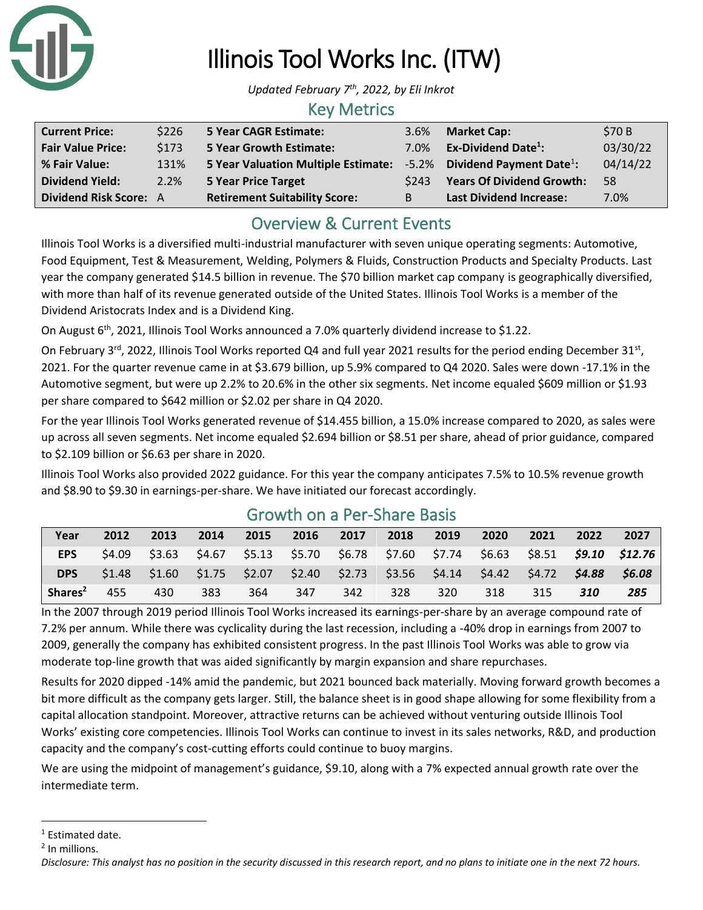# Illinois Tool Works Inc. (ITW)

*Updated February 7th, 2022, by Eli Inkrot*

## Key Metrics

| | | | | | |
|---|---|---|---|---|---|
| **Current Price:** | $226 | **5 Year CAGR Estimate:** | 3.6% | **Market Cap:** | $70 B |
| **Fair Value Price:** | $173 | **5 Year Growth Estimate:** | 7.0% | **Ex-Dividend Date[1]:** | 03/30/22 |
| **% Fair Value:** | 131% | **5 Year Valuation Multiple Estimate:** | -5.2% | **Dividend Payment Date[1]:** | 04/14/22 |
| **Dividend Yield:** | 2.2% | **5 Year Price Target** | $243 | **Years Of Dividend Growth:** | 58 |
| **Dividend Risk Score:** | A | **Retirement Suitability Score:** | B | **Last Dividend Increase:** | 7.0% |

## Overview & Current Events

Illinois Tool Works is a diversified multi-industrial manufacturer with seven unique operating segments: Automotive, Food Equipment, Test & Measurement, Welding, Polymers & Fluids, Construction Products and Specialty Products. Last year the company generated $14.5 billion in revenue. The $70 billion market cap company is geographically diversified, with more than half of its revenue generated outside of the United States. Illinois Tool Works is a member of the Dividend Aristocrats Index and is a Dividend King.

On August 6th, 2021, Illinois Tool Works announced a 7.0% quarterly dividend increase to $1.22.

On February 3rd, 2022, Illinois Tool Works reported Q4 and full year 2021 results for the period ending December 31st, 2021. For the quarter revenue came in at $3.679 billion, up 5.9% compared to Q4 2020. Sales were down -17.1% in the Automotive segment, but were up 2.2% to 20.6% in the other six segments. Net income equaled $609 million or $1.93 per share compared to $642 million or $2.02 per share in Q4 2020.

For the year Illinois Tool Works generated revenue of $14.455 billion, a 15.0% increase compared to 2020, as sales were up across all seven segments. Net income equaled $2.694 billion or $8.51 per share, ahead of prior guidance, compared to $2.109 billion or $6.63 per share in 2020.

Illinois Tool Works also provided 2022 guidance. For this year the company anticipates 7.5% to 10.5% revenue growth and $8.90 to $9.30 in earnings-per-share. We have initiated our forecast accordingly.

## Growth on a Per-Share Basis

| Year | 2012 | 2013 | 2014 | 2015 | 2016 | 2017 | 2018 | 2019 | 2020 | 2021 | 2022 | 2027 |
|---|---|---|---|---|---|---|---|---|---|---|---|---|
| **EPS** | $4.09 | $3.63 | $4.67 | $5.13 | $5.70 | $6.78 | $7.60 | $7.74 | $6.63 | $8.51 | ***$9.10*** | ***$12.76*** |
| **DPS** | $1.48 | $1.60 | $1.75 | $2.07 | $2.40 | $2.73 | $3.56 | $4.14 | $4.42 | $4.72 | ***$4.88*** | ***$6.08*** |
| **Shares[2]** | 455 | 430 | 383 | 364 | 347 | 342 | 328 | 320 | 318 | 315 | ***310*** | ***285*** |

In the 2007 through 2019 period Illinois Tool Works increased its earnings-per-share by an average compound rate of 7.2% per annum. While there was cyclicality during the last recession, including a -40% drop in earnings from 2007 to 2009, generally the company has exhibited consistent progress. In the past Illinois Tool Works was able to grow via moderate top-line growth that was aided significantly by margin expansion and share repurchases.

Results for 2020 dipped -14% amid the pandemic, but 2021 bounced back materially. Moving forward growth becomes a bit more difficult as the company gets larger. Still, the balance sheet is in good shape allowing for some flexibility from a capital allocation standpoint. Moreover, attractive returns can be achieved without venturing outside Illinois Tool Works' existing core competencies. Illinois Tool Works can continue to invest in its sales networks, R&D, and production capacity and the company's cost-cutting efforts could continue to buoy margins.

We are using the midpoint of management's guidance, $9.10, along with a 7% expected annual growth rate over the intermediate term.

---

[1] Estimated date.

[2] In millions.

*Disclosure: This analyst has no position in the security discussed in this research report, and no plans to initiate one in the next 72 hours.*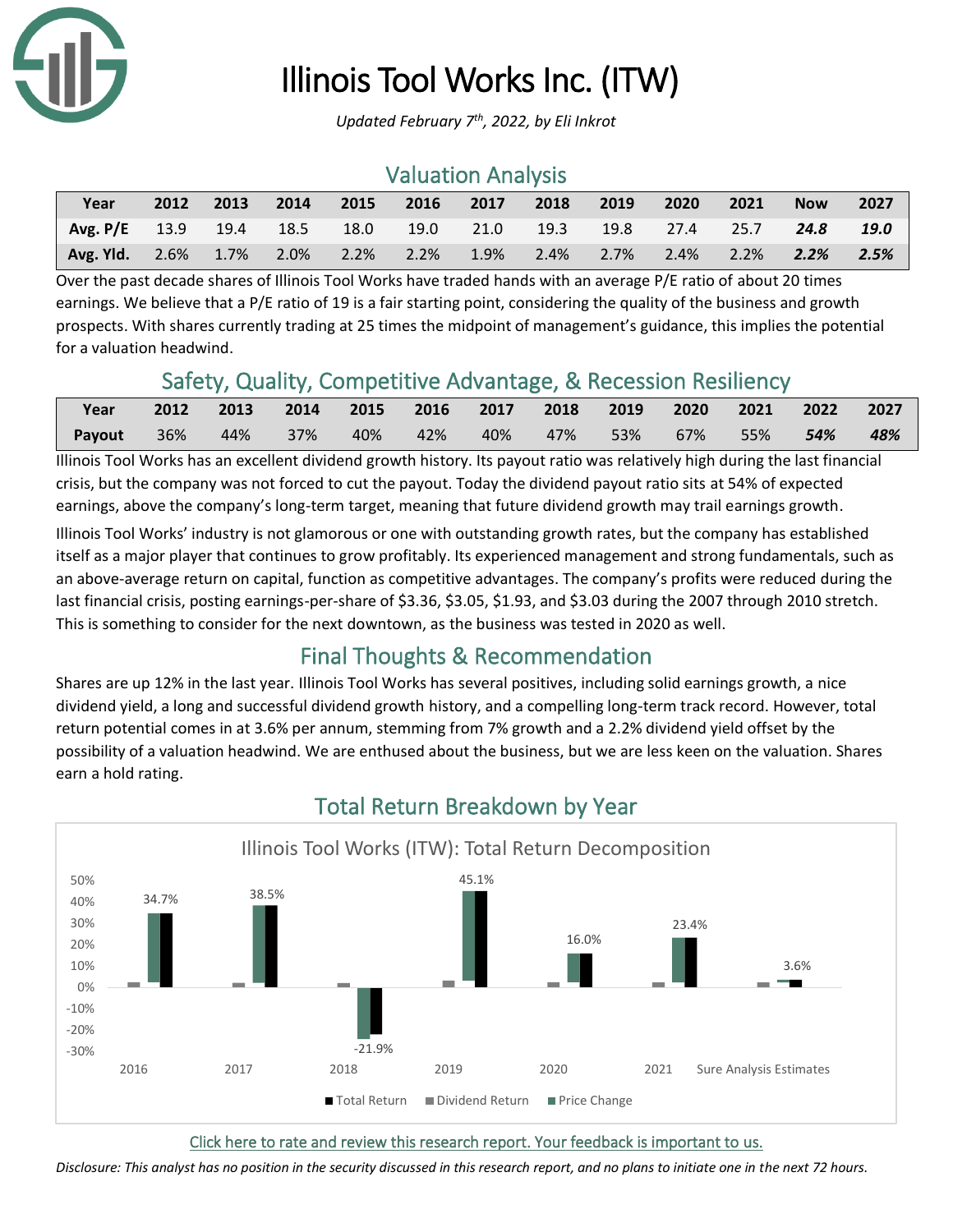# Illinois Tool Works Inc. (ITW)

*Updated February 7th, 2022, by Eli Inkrot*

## Valuation Analysis

| Year | 2012 | 2013 | 2014 | 2015 | 2016 | 2017 | 2018 | 2019 | 2020 | 2021 | Now | 2027 |
|---|---|---|---|---|---|---|---|---|---|---|---|---|
| **Avg. P/E** | 13.9 | 19.4 | 18.5 | 18.0 | 19.0 | 21.0 | 19.3 | 19.8 | 27.4 | 25.7 | ***24.8*** | ***19.0*** |
| **Avg. Yld.** | 2.6% | 1.7% | 2.0% | 2.2% | 2.2% | 1.9% | 2.4% | 2.7% | 2.4% | 2.2% | ***2.2%*** | ***2.5%*** |

Over the past decade shares of Illinois Tool Works have traded hands with an average P/E ratio of about 20 times earnings. We believe that a P/E ratio of 19 is a fair starting point, considering the quality of the business and growth prospects. With shares currently trading at 25 times the midpoint of management's guidance, this implies the potential for a valuation headwind.

## Safety, Quality, Competitive Advantage, & Recession Resiliency

| Year | 2012 | 2013 | 2014 | 2015 | 2016 | 2017 | 2018 | 2019 | 2020 | 2021 | 2022 | 2027 |
|---|---|---|---|---|---|---|---|---|---|---|---|---|
| **Payout** | 36% | 44% | 37% | 40% | 42% | 40% | 47% | 53% | 67% | 55% | ***54%*** | ***48%*** |

Illinois Tool Works has an excellent dividend growth history. Its payout ratio was relatively high during the last financial crisis, but the company was not forced to cut the payout. Today the dividend payout ratio sits at 54% of expected earnings, above the company's long-term target, meaning that future dividend growth may trail earnings growth.

Illinois Tool Works' industry is not glamorous or one with outstanding growth rates, but the company has established itself as a major player that continues to grow profitably. Its experienced management and strong fundamentals, such as an above-average return on capital, function as competitive advantages. The company's profits were reduced during the last financial crisis, posting earnings-per-share of $3.36, $3.05, $1.93, and $3.03 during the 2007 through 2010 stretch. This is something to consider for the next downtown, as the business was tested in 2020 as well.

## Final Thoughts & Recommendation

Shares are up 12% in the last year. Illinois Tool Works has several positives, including solid earnings growth, a nice dividend yield, a long and successful dividend growth history, and a compelling long-term track record. However, total return potential comes in at 3.6% per annum, stemming from 7% growth and a 2.2% dividend yield offset by the possibility of a valuation headwind. We are enthused about the business, but we are less keen on the valuation. Shares earn a hold rating.

## Total Return Breakdown by Year

Illinois Tool Works (ITW): Total Return Decomposition

| | 2016 | 2017 | 2018 | 2019 | 2020 | 2021 | Sure Analysis Estimates |
|---|---|---|---|---|---|---|---|
| Total Return | 34.7% | 38.5% | -21.9% | 45.1% | 16.0% | 23.4% | 3.6% |

Click here to rate and review this research report. Your feedback is important to us.

*Disclosure: This analyst has no position in the security discussed in this research report, and no plans to initiate one in the next 72 hours.*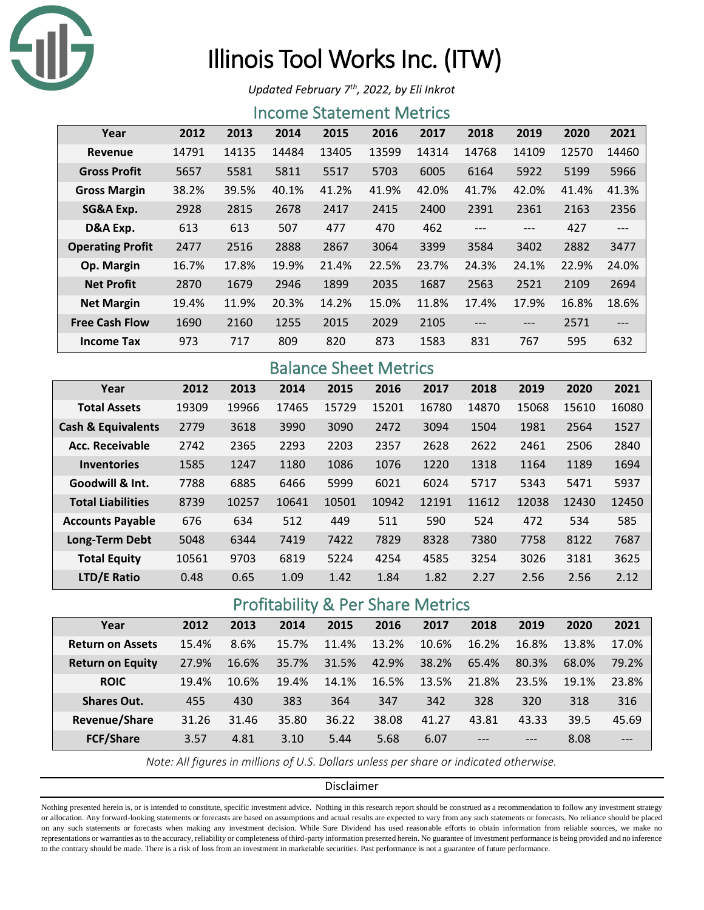# Illinois Tool Works Inc. (ITW)

*Updated February 7th, 2022, by Eli Inkrot*

## Income Statement Metrics

| Year | 2012 | 2013 | 2014 | 2015 | 2016 | 2017 | 2018 | 2019 | 2020 | 2021 |
|---|---|---|---|---|---|---|---|---|---|---|
| **Revenue** | 14791 | 14135 | 14484 | 13405 | 13599 | 14314 | 14768 | 14109 | 12570 | 14460 |
| **Gross Profit** | 5657 | 5581 | 5811 | 5517 | 5703 | 6005 | 6164 | 5922 | 5199 | 5966 |
| **Gross Margin** | 38.2% | 39.5% | 40.1% | 41.2% | 41.9% | 42.0% | 41.7% | 42.0% | 41.4% | 41.3% |
| **SG&A Exp.** | 2928 | 2815 | 2678 | 2417 | 2415 | 2400 | 2391 | 2361 | 2163 | 2356 |
| **D&A Exp.** | 613 | 613 | 507 | 477 | 470 | 462 | --- | --- | 427 | --- |
| **Operating Profit** | 2477 | 2516 | 2888 | 2867 | 3064 | 3399 | 3584 | 3402 | 2882 | 3477 |
| **Op. Margin** | 16.7% | 17.8% | 19.9% | 21.4% | 22.5% | 23.7% | 24.3% | 24.1% | 22.9% | 24.0% |
| **Net Profit** | 2870 | 1679 | 2946 | 1899 | 2035 | 1687 | 2563 | 2521 | 2109 | 2694 |
| **Net Margin** | 19.4% | 11.9% | 20.3% | 14.2% | 15.0% | 11.8% | 17.4% | 17.9% | 16.8% | 18.6% |
| **Free Cash Flow** | 1690 | 2160 | 1255 | 2015 | 2029 | 2105 | --- | --- | 2571 | --- |
| **Income Tax** | 973 | 717 | 809 | 820 | 873 | 1583 | 831 | 767 | 595 | 632 |

## Balance Sheet Metrics

| Year | 2012 | 2013 | 2014 | 2015 | 2016 | 2017 | 2018 | 2019 | 2020 | 2021 |
|---|---|---|---|---|---|---|---|---|---|---|
| **Total Assets** | 19309 | 19966 | 17465 | 15729 | 15201 | 16780 | 14870 | 15068 | 15610 | 16080 |
| **Cash & Equivalents** | 2779 | 3618 | 3990 | 3090 | 2472 | 3094 | 1504 | 1981 | 2564 | 1527 |
| **Acc. Receivable** | 2742 | 2365 | 2293 | 2203 | 2357 | 2628 | 2622 | 2461 | 2506 | 2840 |
| **Inventories** | 1585 | 1247 | 1180 | 1086 | 1076 | 1220 | 1318 | 1164 | 1189 | 1694 |
| **Goodwill & Int.** | 7788 | 6885 | 6466 | 5999 | 6021 | 6024 | 5717 | 5343 | 5471 | 5937 |
| **Total Liabilities** | 8739 | 10257 | 10641 | 10501 | 10942 | 12191 | 11612 | 12038 | 12430 | 12450 |
| **Accounts Payable** | 676 | 634 | 512 | 449 | 511 | 590 | 524 | 472 | 534 | 585 |
| **Long-Term Debt** | 5048 | 6344 | 7419 | 7422 | 7829 | 8328 | 7380 | 7758 | 8122 | 7687 |
| **Total Equity** | 10561 | 9703 | 6819 | 5224 | 4254 | 4585 | 3254 | 3026 | 3181 | 3625 |
| **LTD/E Ratio** | 0.48 | 0.65 | 1.09 | 1.42 | 1.84 | 1.82 | 2.27 | 2.56 | 2.56 | 2.12 |

## Profitability & Per Share Metrics

| Year | 2012 | 2013 | 2014 | 2015 | 2016 | 2017 | 2018 | 2019 | 2020 | 2021 |
|---|---|---|---|---|---|---|---|---|---|---|
| **Return on Assets** | 15.4% | 8.6% | 15.7% | 11.4% | 13.2% | 10.6% | 16.2% | 16.8% | 13.8% | 17.0% |
| **Return on Equity** | 27.9% | 16.6% | 35.7% | 31.5% | 42.9% | 38.2% | 65.4% | 80.3% | 68.0% | 79.2% |
| **ROIC** | 19.4% | 10.6% | 19.4% | 14.1% | 16.5% | 13.5% | 21.8% | 23.5% | 19.1% | 23.8% |
| **Shares Out.** | 455 | 430 | 383 | 364 | 347 | 342 | 328 | 320 | 318 | 316 |
| **Revenue/Share** | 31.26 | 31.46 | 35.80 | 36.22 | 38.08 | 41.27 | 43.81 | 43.33 | 39.5 | 45.69 |
| **FCF/Share** | 3.57 | 4.81 | 3.10 | 5.44 | 5.68 | 6.07 | --- | --- | 8.08 | --- |

*Note: All figures in millions of U.S. Dollars unless per share or indicated otherwise.*

Disclaimer

Nothing presented herein is, or is intended to constitute, specific investment advice. Nothing in this research report should be construed as a recommendation to follow any investment strategy or allocation. Any forward-looking statements or forecasts are based on assumptions and actual results are expected to vary from any such statements or forecasts. No reliance should be placed on any such statements or forecasts when making any investment decision. While Sure Dividend has used reasonable efforts to obtain information from reliable sources, we make no representations or warranties as to the accuracy, reliability or completeness of third-party information presented herein. No guarantee of investment performance is being provided and no inference to the contrary should be made. There is a risk of loss from an investment in marketable securities. Past performance is not a guarantee of future performance.